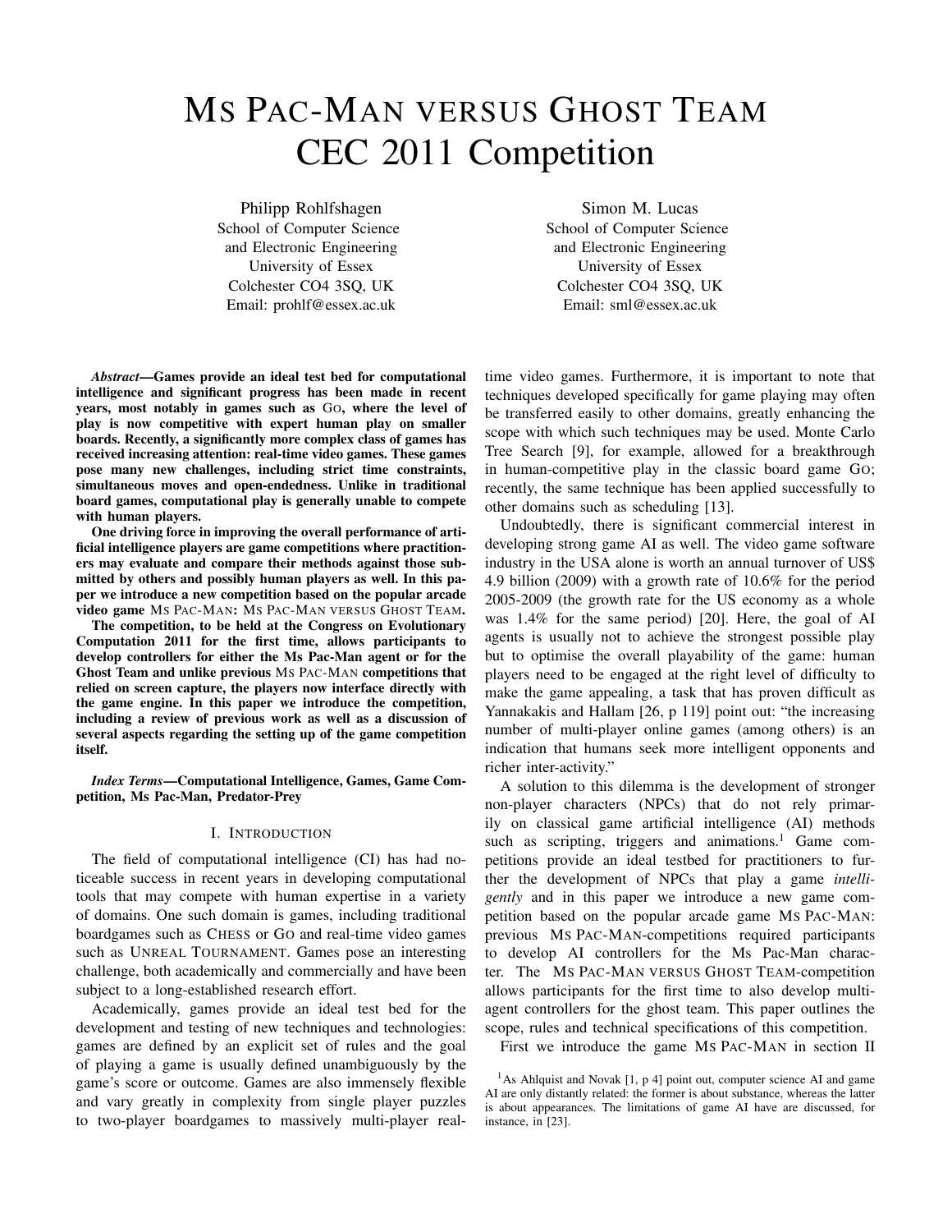# MS PAC-MAN VERSUS GHOST TEAM CEC 2011 Competition

Philipp Rohlfshagen
School of Computer Science
and Electronic Engineering
University of Essex
Colchester CO4 3SQ, UK
Email: prohlf@essex.ac.uk

Simon M. Lucas
School of Computer Science
and Electronic Engineering
University of Essex
Colchester CO4 3SQ, UK
Email: sml@essex.ac.uk

***Abstract*—Games provide an ideal test bed for computational intelligence and significant progress has been made in recent years, most notably in games such as GO, where the level of play is now competitive with expert human play on smaller boards. Recently, a significantly more complex class of games has received increasing attention: real-time video games. These games pose many new challenges, including strict time constraints, simultaneous moves and open-endedness. Unlike in traditional board games, computational play is generally unable to compete with human players.**

**One driving force in improving the overall performance of artificial intelligence players are game competitions where practitioners may evaluate and compare their methods against those submitted by others and possibly human players as well. In this paper we introduce a new competition based on the popular arcade video game MS PAC-MAN: MS PAC-MAN VERSUS GHOST TEAM.**

**The competition, to be held at the Congress on Evolutionary Computation 2011 for the first time, allows participants to develop controllers for either the Ms Pac-Man agent or for the Ghost Team and unlike previous MS PAC-MAN competitions that relied on screen capture, the players now interface directly with the game engine. In this paper we introduce the competition, including a review of previous work as well as a discussion of several aspects regarding the setting up of the game competition itself.**

***Index Terms*—Computational Intelligence, Games, Game Competition, Ms Pac-Man, Predator-Prey**

## I. INTRODUCTION

The field of computational intelligence (CI) has had noticeable success in recent years in developing computational tools that may compete with human expertise in a variety of domains. One such domain is games, including traditional boardgames such as CHESS or GO and real-time video games such as UNREAL TOURNAMENT. Games pose an interesting challenge, both academically and commercially and have been subject to a long-established research effort.

Academically, games provide an ideal test bed for the development and testing of new techniques and technologies: games are defined by an explicit set of rules and the goal of playing a game is usually defined unambiguously by the game's score or outcome. Games are also immensely flexible and vary greatly in complexity from single player puzzles to two-player boardgames to massively multi-player real-time video games. Furthermore, it is important to note that techniques developed specifically for game playing may often be transferred easily to other domains, greatly enhancing the scope with which such techniques may be used. Monte Carlo Tree Search [9], for example, allowed for a breakthrough in human-competitive play in the classic board game GO; recently, the same technique has been applied successfully to other domains such as scheduling [13].

Undoubtedly, there is significant commercial interest in developing strong game AI as well. The video game software industry in the USA alone is worth an annual turnover of US$ 4.9 billion (2009) with a growth rate of 10.6% for the period 2005-2009 (the growth rate for the US economy as a whole was 1.4% for the same period) [20]. Here, the goal of AI agents is usually not to achieve the strongest possible play but to optimise the overall playability of the game: human players need to be engaged at the right level of difficulty to make the game appealing, a task that has proven difficult as Yannakakis and Hallam [26, p 119] point out: "the increasing number of multi-player online games (among others) is an indication that humans seek more intelligent opponents and richer inter-activity."

A solution to this dilemma is the development of stronger non-player characters (NPCs) that do not rely primarily on classical game artificial intelligence (AI) methods such as scripting, triggers and animations.[1] Game competitions provide an ideal testbed for practitioners to further the development of NPCs that play a game *intelligently* and in this paper we introduce a new game competition based on the popular arcade game MS PAC-MAN: previous MS PAC-MAN-competitions required participants to develop AI controllers for the Ms Pac-Man character. The MS PAC-MAN VERSUS GHOST TEAM-competition allows participants for the first time to also develop multi-agent controllers for the ghost team. This paper outlines the scope, rules and technical specifications of this competition.

First we introduce the game MS PAC-MAN in section II

[1] As Ahlquist and Novak [1, p 4] point out, computer science AI and game AI are only distantly related: the former is about substance, whereas the latter is about appearances. The limitations of game AI have are discussed, for instance, in [23].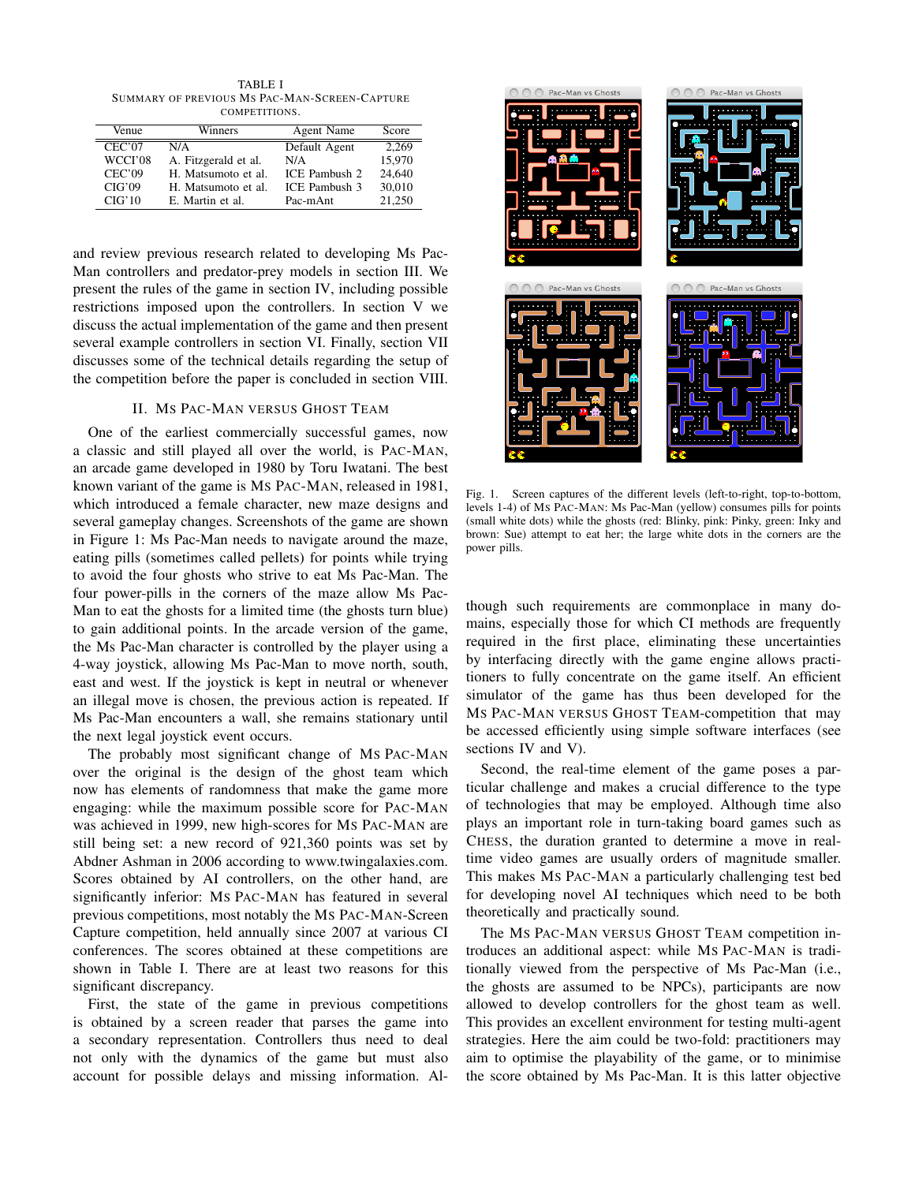TABLE I
SUMMARY OF PREVIOUS MS PAC-MAN-SCREEN-CAPTURE COMPETITIONS.

| Venue | Winners | Agent Name | Score |
| --- | --- | --- | --- |
| CEC'07 | N/A | Default Agent | 2,269 |
| WCCI'08 | A. Fitzgerald et al. | N/A | 15,970 |
| CEC'09 | H. Matsumoto et al. | ICE Pambush 2 | 24,640 |
| CIG'09 | H. Matsumoto et al. | ICE Pambush 3 | 30,010 |
| CIG'10 | E. Martin et al. | Pac-mAnt | 21,250 |

and review previous research related to developing Ms Pac-Man controllers and predator-prey models in section III. We present the rules of the game in section IV, including possible restrictions imposed upon the controllers. In section V we discuss the actual implementation of the game and then present several example controllers in section VI. Finally, section VII discusses some of the technical details regarding the setup of the competition before the paper is concluded in section VIII.

## II. MS PAC-MAN VERSUS GHOST TEAM

One of the earliest commercially successful games, now a classic and still played all over the world, is PAC-MAN, an arcade game developed in 1980 by Toru Iwatani. The best known variant of the game is MS PAC-MAN, released in 1981, which introduced a female character, new maze designs and several gameplay changes. Screenshots of the game are shown in Figure 1: Ms Pac-Man needs to navigate around the maze, eating pills (sometimes called pellets) for points while trying to avoid the four ghosts who strive to eat Ms Pac-Man. The four power-pills in the corners of the maze allow Ms Pac-Man to eat the ghosts for a limited time (the ghosts turn blue) to gain additional points. In the arcade version of the game, the Ms Pac-Man character is controlled by the player using a 4-way joystick, allowing Ms Pac-Man to move north, south, east and west. If the joystick is kept in neutral or whenever an illegal move is chosen, the previous action is repeated. If Ms Pac-Man encounters a wall, she remains stationary until the next legal joystick event occurs.

The probably most significant change of MS PAC-MAN over the original is the design of the ghost team which now has elements of randomness that make the game more engaging: while the maximum possible score for PAC-MAN was achieved in 1999, new high-scores for MS PAC-MAN are still being set: a new record of 921,360 points was set by Abdner Ashman in 2006 according to www.twingalaxies.com. Scores obtained by AI controllers, on the other hand, are significantly inferior: MS PAC-MAN has featured in several previous competitions, most notably the MS PAC-MAN-Screen Capture competition, held annually since 2007 at various CI conferences. The scores obtained at these competitions are shown in Table I. There are at least two reasons for this significant discrepancy.

First, the state of the game in previous competitions is obtained by a screen reader that parses the game into a secondary representation. Controllers thus need to deal not only with the dynamics of the game but must also account for possible delays and missing information. Although such requirements are commonplace in many domains, especially those for which CI methods are frequently required in the first place, eliminating these uncertainties by interfacing directly with the game engine allows practitioners to fully concentrate on the game itself. An efficient simulator of the game has thus been developed for the MS PAC-MAN VERSUS GHOST TEAM-competition that may be accessed efficiently using simple software interfaces (see sections IV and V).

Fig. 1. Screen captures of the different levels (left-to-right, top-to-bottom, levels 1-4) of MS PAC-MAN: Ms Pac-Man (yellow) consumes pills for points (small white dots) while the ghosts (red: Blinky, pink: Pinky, green: Inky and brown: Sue) attempt to eat her; the large white dots in the corners are the power pills.

Second, the real-time element of the game poses a particular challenge and makes a crucial difference to the type of technologies that may be employed. Although time also plays an important role in turn-taking board games such as CHESS, the duration granted to determine a move in real-time video games are usually orders of magnitude smaller. This makes MS PAC-MAN a particularly challenging test bed for developing novel AI techniques which need to be both theoretically and practically sound.

The MS PAC-MAN VERSUS GHOST TEAM competition introduces an additional aspect: while MS PAC-MAN is traditionally viewed from the perspective of Ms Pac-Man (i.e., the ghosts are assumed to be NPCs), participants are now allowed to develop controllers for the ghost team as well. This provides an excellent environment for testing multi-agent strategies. Here the aim could be two-fold: practitioners may aim to optimise the playability of the game, or to minimise the score obtained by Ms Pac-Man. It is this latter objective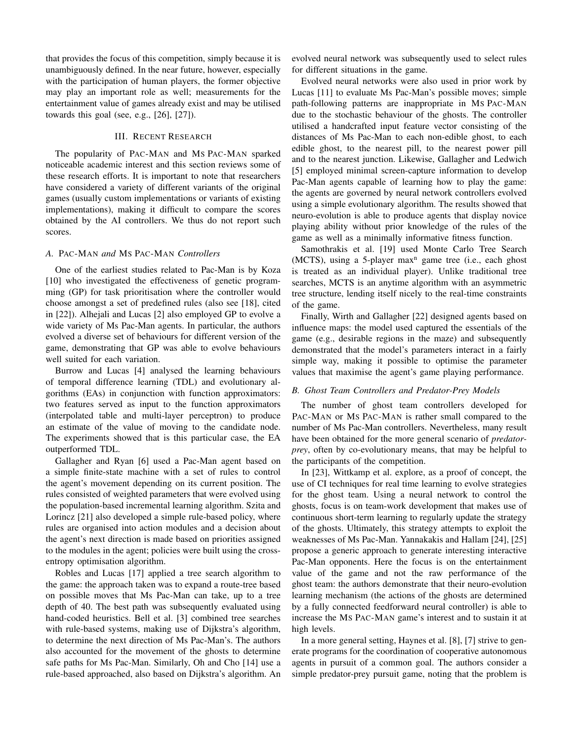that provides the focus of this competition, simply because it is unambiguously defined. In the near future, however, especially with the participation of human players, the former objective may play an important role as well; measurements for the entertainment value of games already exist and may be utilised towards this goal (see, e.g., [26], [27]).

## III. Recent Research

The popularity of Pac-Man and Ms Pac-Man sparked noticeable academic interest and this section reviews some of these research efforts. It is important to note that researchers have considered a variety of different variants of the original games (usually custom implementations or variants of existing implementations), making it difficult to compare the scores obtained by the AI controllers. We thus do not report such scores.

### A. Pac-Man *and* Ms Pac-Man *Controllers*

One of the earliest studies related to Pac-Man is by Koza [10] who investigated the effectiveness of genetic programming (GP) for task prioritisation where the controller would choose amongst a set of predefined rules (also see [18], cited in [22]). Alhejali and Lucas [2] also employed GP to evolve a wide variety of Ms Pac-Man agents. In particular, the authors evolved a diverse set of behaviours for different version of the game, demonstrating that GP was able to evolve behaviours well suited for each variation.

Burrow and Lucas [4] analysed the learning behaviours of temporal difference learning (TDL) and evolutionary algorithms (EAs) in conjunction with function approximators: two features served as input to the function approximators (interpolated table and multi-layer perceptron) to produce an estimate of the value of moving to the candidate node. The experiments showed that is this particular case, the EA outperformed TDL.

Gallagher and Ryan [6] used a Pac-Man agent based on a simple finite-state machine with a set of rules to control the agent's movement depending on its current position. The rules consisted of weighted parameters that were evolved using the population-based incremental learning algorithm. Szita and Lorincz [21] also developed a simple rule-based policy, where rules are organised into action modules and a decision about the agent's next direction is made based on priorities assigned to the modules in the agent; policies were built using the cross-entropy optimisation algorithm.

Robles and Lucas [17] applied a tree search algorithm to the game: the approach taken was to expand a route-tree based on possible moves that Ms Pac-Man can take, up to a tree depth of 40. The best path was subsequently evaluated using hand-coded heuristics. Bell et al. [3] combined tree searches with rule-based systems, making use of Dijkstra's algorithm, to determine the next direction of Ms Pac-Man's. The authors also accounted for the movement of the ghosts to determine safe paths for Ms Pac-Man. Similarly, Oh and Cho [14] use a rule-based approached, also based on Dijkstra's algorithm. An evolved neural network was subsequently used to select rules for different situations in the game.

Evolved neural networks were also used in prior work by Lucas [11] to evaluate Ms Pac-Man's possible moves; simple path-following patterns are inappropriate in Ms Pac-Man due to the stochastic behaviour of the ghosts. The controller utilised a handcrafted input feature vector consisting of the distances of Ms Pac-Man to each non-edible ghost, to each edible ghost, to the nearest pill, to the nearest power pill and to the nearest junction. Likewise, Gallagher and Ledwich [5] employed minimal screen-capture information to develop Pac-Man agents capable of learning how to play the game: the agents are governed by neural network controllers evolved using a simple evolutionary algorithm. The results showed that neuro-evolution is able to produce agents that display novice playing ability without prior knowledge of the rules of the game as well as a minimally informative fitness function.

Samothrakis et al. [19] used Monte Carlo Tree Search (MCTS), using a 5-player max$^n$ game tree (i.e., each ghost is treated as an individual player). Unlike traditional tree searches, MCTS is an anytime algorithm with an asymmetric tree structure, lending itself nicely to the real-time constraints of the game.

Finally, Wirth and Gallagher [22] designed agents based on influence maps: the model used captured the essentials of the game (e.g., desirable regions in the maze) and subsequently demonstrated that the model's parameters interact in a fairly simple way, making it possible to optimise the parameter values that maximise the agent's game playing performance.

### B. Ghost Team Controllers and Predator-Prey Models

The number of ghost team controllers developed for Pac-Man or Ms Pac-Man is rather small compared to the number of Ms Pac-Man controllers. Nevertheless, many result have been obtained for the more general scenario of *predator-prey*, often by co-evolutionary means, that may be helpful to the participants of the competition.

In [23], Wittkamp et al. explore, as a proof of concept, the use of CI techniques for real time learning to evolve strategies for the ghost team. Using a neural network to control the ghosts, focus is on team-work development that makes use of continuous short-term learning to regularly update the strategy of the ghosts. Ultimately, this strategy attempts to exploit the weaknesses of Ms Pac-Man. Yannakakis and Hallam [24], [25] propose a generic approach to generate interesting interactive Pac-Man opponents. Here the focus is on the entertainment value of the game and not the raw performance of the ghost team: the authors demonstrate that their neuro-evolution learning mechanism (the actions of the ghosts are determined by a fully connected feedforward neural controller) is able to increase the Ms Pac-Man game's interest and to sustain it at high levels.

In a more general setting, Haynes et al. [8], [7] strive to generate programs for the coordination of cooperative autonomous agents in pursuit of a common goal. The authors consider a simple predator-prey pursuit game, noting that the problem is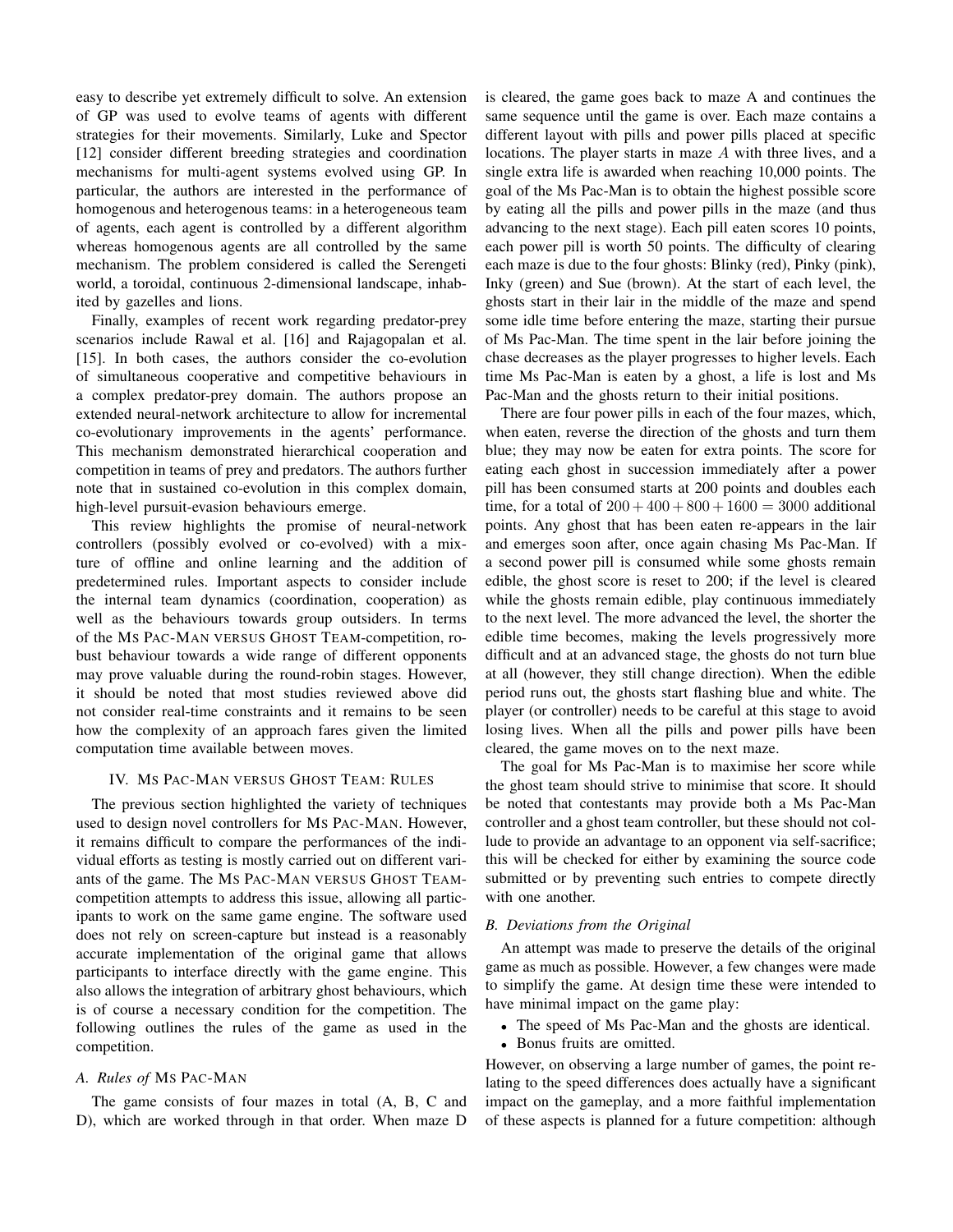easy to describe yet extremely difficult to solve. An extension of GP was used to evolve teams of agents with different strategies for their movements. Similarly, Luke and Spector [12] consider different breeding strategies and coordination mechanisms for multi-agent systems evolved using GP. In particular, the authors are interested in the performance of homogenous and heterogenous teams: in a heterogeneous team of agents, each agent is controlled by a different algorithm whereas homogenous agents are all controlled by the same mechanism. The problem considered is called the Serengeti world, a toroidal, continuous 2-dimensional landscape, inhabited by gazelles and lions.

Finally, examples of recent work regarding predator-prey scenarios include Rawal et al. [16] and Rajagopalan et al. [15]. In both cases, the authors consider the co-evolution of simultaneous cooperative and competitive behaviours in a complex predator-prey domain. The authors propose an extended neural-network architecture to allow for incremental co-evolutionary improvements in the agents' performance. This mechanism demonstrated hierarchical cooperation and competition in teams of prey and predators. The authors further note that in sustained co-evolution in this complex domain, high-level pursuit-evasion behaviours emerge.

This review highlights the promise of neural-network controllers (possibly evolved or co-evolved) with a mixture of offline and online learning and the addition of predetermined rules. Important aspects to consider include the internal team dynamics (coordination, cooperation) as well as the behaviours towards group outsiders. In terms of the Ms Pac-Man versus Ghost Team-competition, robust behaviour towards a wide range of different opponents may prove valuable during the round-robin stages. However, it should be noted that most studies reviewed above did not consider real-time constraints and it remains to be seen how the complexity of an approach fares given the limited computation time available between moves.

## IV. Ms Pac-Man versus Ghost Team: Rules

The previous section highlighted the variety of techniques used to design novel controllers for Ms Pac-Man. However, it remains difficult to compare the performances of the individual efforts as testing is mostly carried out on different variants of the game. The Ms Pac-Man versus Ghost Team-competition attempts to address this issue, allowing all participants to work on the same game engine. The software used does not rely on screen-capture but instead is a reasonably accurate implementation of the original game that allows participants to interface directly with the game engine. This also allows the integration of arbitrary ghost behaviours, which is of course a necessary condition for the competition. The following outlines the rules of the game as used in the competition.

### A. Rules of Ms Pac-Man

The game consists of four mazes in total (A, B, C and D), which are worked through in that order. When maze D is cleared, the game goes back to maze A and continues the same sequence until the game is over. Each maze contains a different layout with pills and power pills placed at specific locations. The player starts in maze $A$ with three lives, and a single extra life is awarded when reaching 10,000 points. The goal of the Ms Pac-Man is to obtain the highest possible score by eating all the pills and power pills in the maze (and thus advancing to the next stage). Each pill eaten scores 10 points, each power pill is worth 50 points. The difficulty of clearing each maze is due to the four ghosts: Blinky (red), Pinky (pink), Inky (green) and Sue (brown). At the start of each level, the ghosts start in their lair in the middle of the maze and spend some idle time before entering the maze, starting their pursue of Ms Pac-Man. The time spent in the lair before joining the chase decreases as the player progresses to higher levels. Each time Ms Pac-Man is eaten by a ghost, a life is lost and Ms Pac-Man and the ghosts return to their initial positions.

There are four power pills in each of the four mazes, which, when eaten, reverse the direction of the ghosts and turn them blue; they may now be eaten for extra points. The score for eating each ghost in succession immediately after a power pill has been consumed starts at 200 points and doubles each time, for a total of $200 + 400 + 800 + 1600 = 3000$ additional points. Any ghost that has been eaten re-appears in the lair and emerges soon after, once again chasing Ms Pac-Man. If a second power pill is consumed while some ghosts remain edible, the ghost score is reset to 200; if the level is cleared while the ghosts remain edible, play continuous immediately to the next level. The more advanced the level, the shorter the edible time becomes, making the levels progressively more difficult and at an advanced stage, the ghosts do not turn blue at all (however, they still change direction). When the edible period runs out, the ghosts start flashing blue and white. The player (or controller) needs to be careful at this stage to avoid losing lives. When all the pills and power pills have been cleared, the game moves on to the next maze.

The goal for Ms Pac-Man is to maximise her score while the ghost team should strive to minimise that score. It should be noted that contestants may provide both a Ms Pac-Man controller and a ghost team controller, but these should not collude to provide an advantage to an opponent via self-sacrifice; this will be checked for either by examining the source code submitted or by preventing such entries to compete directly with one another.

### B. Deviations from the Original

An attempt was made to preserve the details of the original game as much as possible. However, a few changes were made to simplify the game. At design time these were intended to have minimal impact on the game play:

- The speed of Ms Pac-Man and the ghosts are identical.
- Bonus fruits are omitted.

However, on observing a large number of games, the point relating to the speed differences does actually have a significant impact on the gameplay, and a more faithful implementation of these aspects is planned for a future competition: although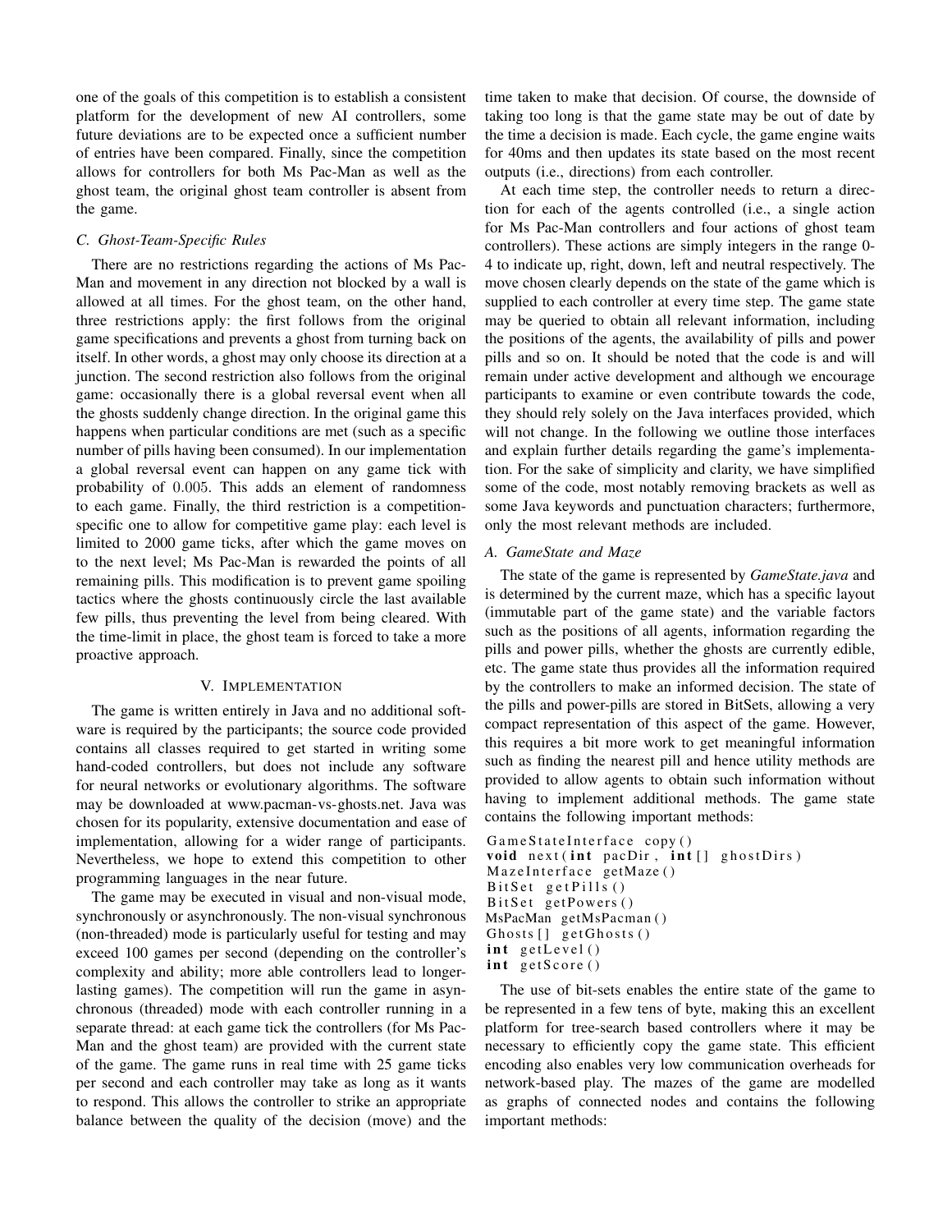one of the goals of this competition is to establish a consistent platform for the development of new AI controllers, some future deviations are to be expected once a sufficient number of entries have been compared. Finally, since the competition allows for controllers for both Ms Pac-Man as well as the ghost team, the original ghost team controller is absent from the game.

### *C. Ghost-Team-Specific Rules*

There are no restrictions regarding the actions of Ms Pac-Man and movement in any direction not blocked by a wall is allowed at all times. For the ghost team, on the other hand, three restrictions apply: the first follows from the original game specifications and prevents a ghost from turning back on itself. In other words, a ghost may only choose its direction at a junction. The second restriction also follows from the original game: occasionally there is a global reversal event when all the ghosts suddenly change direction. In the original game this happens when particular conditions are met (such as a specific number of pills having been consumed). In our implementation a global reversal event can happen on any game tick with probability of $0.005$. This adds an element of randomness to each game. Finally, the third restriction is a competition-specific one to allow for competitive game play: each level is limited to 2000 game ticks, after which the game moves on to the next level; Ms Pac-Man is rewarded the points of all remaining pills. This modification is to prevent game spoiling tactics where the ghosts continuously circle the last available few pills, thus preventing the level from being cleared. With the time-limit in place, the ghost team is forced to take a more proactive approach.

## V. Implementation

The game is written entirely in Java and no additional software is required by the participants; the source code provided contains all classes required to get started in writing some hand-coded controllers, but does not include any software for neural networks or evolutionary algorithms. The software may be downloaded at www.pacman-vs-ghosts.net. Java was chosen for its popularity, extensive documentation and ease of implementation, allowing for a wider range of participants. Nevertheless, we hope to extend this competition to other programming languages in the near future.

The game may be executed in visual and non-visual mode, synchronously or asynchronously. The non-visual synchronous (non-threaded) mode is particularly useful for testing and may exceed 100 games per second (depending on the controller's complexity and ability; more able controllers lead to longer-lasting games). The competition will run the game in asynchronous (threaded) mode with each controller running in a separate thread: at each game tick the controllers (for Ms Pac-Man and the ghost team) are provided with the current state of the game. The game runs in real time with 25 game ticks per second and each controller may take as long as it wants to respond. This allows the controller to strike an appropriate balance between the quality of the decision (move) and the time taken to make that decision. Of course, the downside of taking too long is that the game state may be out of date by the time a decision is made. Each cycle, the game engine waits for 40ms and then updates its state based on the most recent outputs (i.e., directions) from each controller.

At each time step, the controller needs to return a direction for each of the agents controlled (i.e., a single action for Ms Pac-Man controllers and four actions of ghost team controllers). These actions are simply integers in the range 0-4 to indicate up, right, down, left and neutral respectively. The move chosen clearly depends on the state of the game which is supplied to each controller at every time step. The game state may be queried to obtain all relevant information, including the positions of the agents, the availability of pills and power pills and so on. It should be noted that the code is and will remain under active development and although we encourage participants to examine or even contribute towards the code, they should rely solely on the Java interfaces provided, which will not change. In the following we outline those interfaces and explain further details regarding the game's implementation. For the sake of simplicity and clarity, we have simplified some of the code, most notably removing brackets as well as some Java keywords and punctuation characters; furthermore, only the most relevant methods are included.

### *A. GameState and Maze*

The state of the game is represented by *GameState.java* and is determined by the current maze, which has a specific layout (immutable part of the game state) and the variable factors such as the positions of all agents, information regarding the pills and power pills, whether the ghosts are currently edible, etc. The game state thus provides all the information required by the controllers to make an informed decision. The state of the pills and power-pills are stored in BitSets, allowing a very compact representation of this aspect of the game. However, this requires a bit more work to get meaningful information such as finding the nearest pill and hence utility methods are provided to allow agents to obtain such information without having to implement additional methods. The game state contains the following important methods:

```
GameStateInterface copy()
void next(int pacDir, int[] ghostDirs)
MazeInterface getMaze()
BitSet getPills()
BitSet getPowers()
MsPacMan getMsPacman()
Ghosts[] getGhosts()
int getLevel()
int getScore()
```

The use of bit-sets enables the entire state of the game to be represented in a few tens of byte, making this an excellent platform for tree-search based controllers where it may be necessary to efficiently copy the game state. This efficient encoding also enables very low communication overheads for network-based play. The mazes of the game are modelled as graphs of connected nodes and contains the following important methods: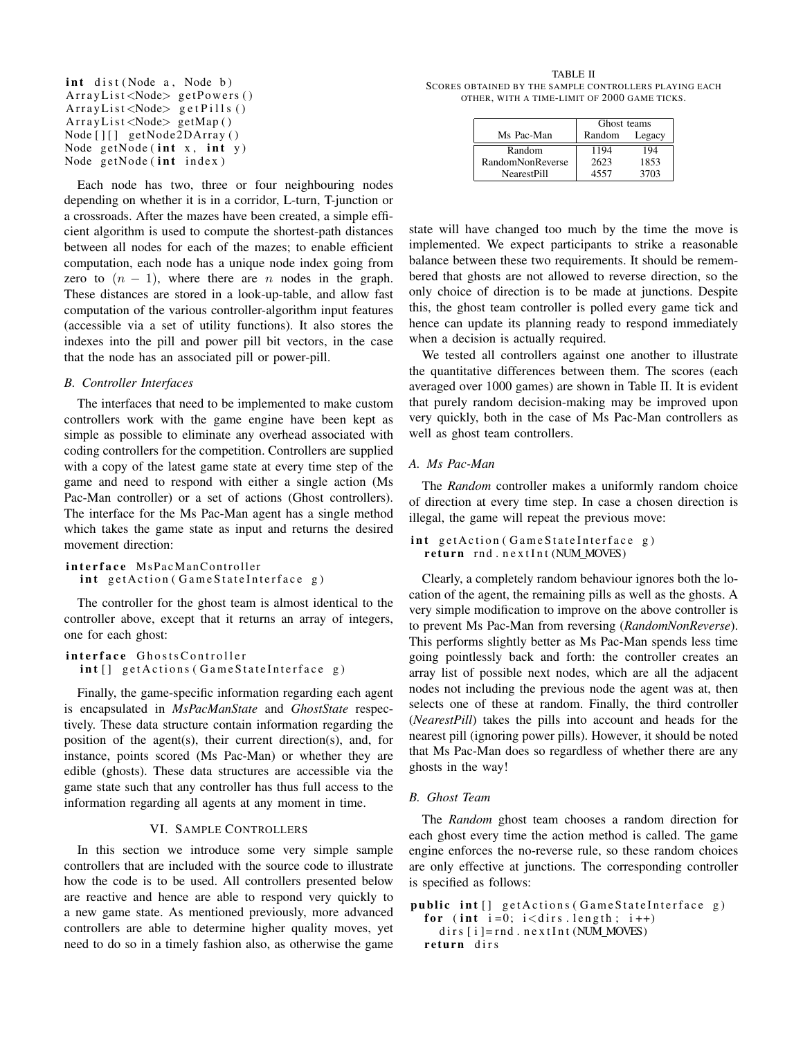```
int dist(Node a, Node b)
ArrayList<Node> getPowers()
ArrayList<Node> getPills()
ArrayList<Node> getMap()
Node[][] getNode2DArray()
Node getNode(int x, int y)
Node getNode(int index)
```

Each node has two, three or four neighbouring nodes depending on whether it is in a corridor, L-turn, T-junction or a crossroads. After the mazes have been created, a simple efficient algorithm is used to compute the shortest-path distances between all nodes for each of the mazes; to enable efficient computation, each node has a unique node index going from zero to $(n-1)$, where there are $n$ nodes in the graph. These distances are stored in a look-up-table, and allow fast computation of the various controller-algorithm input features (accessible via a set of utility functions). It also stores the indexes into the pill and power pill bit vectors, in the case that the node has an associated pill or power-pill.

### B. Controller Interfaces

The interfaces that need to be implemented to make custom controllers work with the game engine have been kept as simple as possible to eliminate any overhead associated with coding controllers for the competition. Controllers are supplied with a copy of the latest game state at every time step of the game and need to respond with either a single action (Ms Pac-Man controller) or a set of actions (Ghost controllers). The interface for the Ms Pac-Man agent has a single method which takes the game state as input and returns the desired movement direction:

```
interface MsPacManController
  int getAction(GameStateInterface g)
```

The controller for the ghost team is almost identical to the controller above, except that it returns an array of integers, one for each ghost:

```
interface GhostsController
  int[] getActions(GameStateInterface g)
```

Finally, the game-specific information regarding each agent is encapsulated in *MsPacManState* and *GhostState* respectively. These data structure contain information regarding the position of the agent(s), their current direction(s), and, for instance, points scored (Ms Pac-Man) or whether they are edible (ghosts). These data structures are accessible via the game state such that any controller has thus full access to the information regarding all agents at any moment in time.

## VI. Sample Controllers

In this section we introduce some very simple sample controllers that are included with the source code to illustrate how the code is to be used. All controllers presented below are reactive and hence are able to respond very quickly to a new game state. As mentioned previously, more advanced controllers are able to determine higher quality moves, yet need to do so in a timely fashion also, as otherwise the game state will have changed too much by the time the move is implemented. We expect participants to strike a reasonable balance between these two requirements. It should be remembered that ghosts are not allowed to reverse direction, so the only choice of direction is to be made at junctions. Despite this, the ghost team controller is polled every game tick and hence can update its planning ready to respond immediately when a decision is actually required.

TABLE II
Scores obtained by the sample controllers playing each other, with a time-limit of 2000 game ticks.

| Ms Pac-Man | Ghost teams | |
|---|---|---|
| | Random | Legacy |
| Random | 1194 | 194 |
| RandomNonReverse | 2623 | 1853 |
| NearestPill | 4557 | 3703 |

We tested all controllers against one another to illustrate the quantitative differences between them. The scores (each averaged over 1000 games) are shown in Table II. It is evident that purely random decision-making may be improved upon very quickly, both in the case of Ms Pac-Man controllers as well as ghost team controllers.

### A. Ms Pac-Man

The *Random* controller makes a uniformly random choice of direction at every time step. In case a chosen direction is illegal, the game will repeat the previous move:

```
int getAction(GameStateInterface g)
  return rnd.nextInt(NUM_MOVES)
```

Clearly, a completely random behaviour ignores both the location of the agent, the remaining pills as well as the ghosts. A very simple modification to improve on the above controller is to prevent Ms Pac-Man from reversing (*RandomNonReverse*). This performs slightly better as Ms Pac-Man spends less time going pointlessly back and forth: the controller creates an array list of possible next nodes, which are all the adjacent nodes not including the previous node the agent was at, then selects one of these at random. Finally, the third controller (*NearestPill*) takes the pills into account and heads for the nearest pill (ignoring power pills). However, it should be noted that Ms Pac-Man does so regardless of whether there are any ghosts in the way!

### B. Ghost Team

The *Random* ghost team chooses a random direction for each ghost every time the action method is called. The game engine enforces the no-reverse rule, so these random choices are only effective at junctions. The corresponding controller is specified as follows:

```
public int[] getActions(GameStateInterface g)
  for (int i=0; i<dirs.length; i++)
    dirs[i]=rnd.nextInt(NUM_MOVES)
  return dirs
```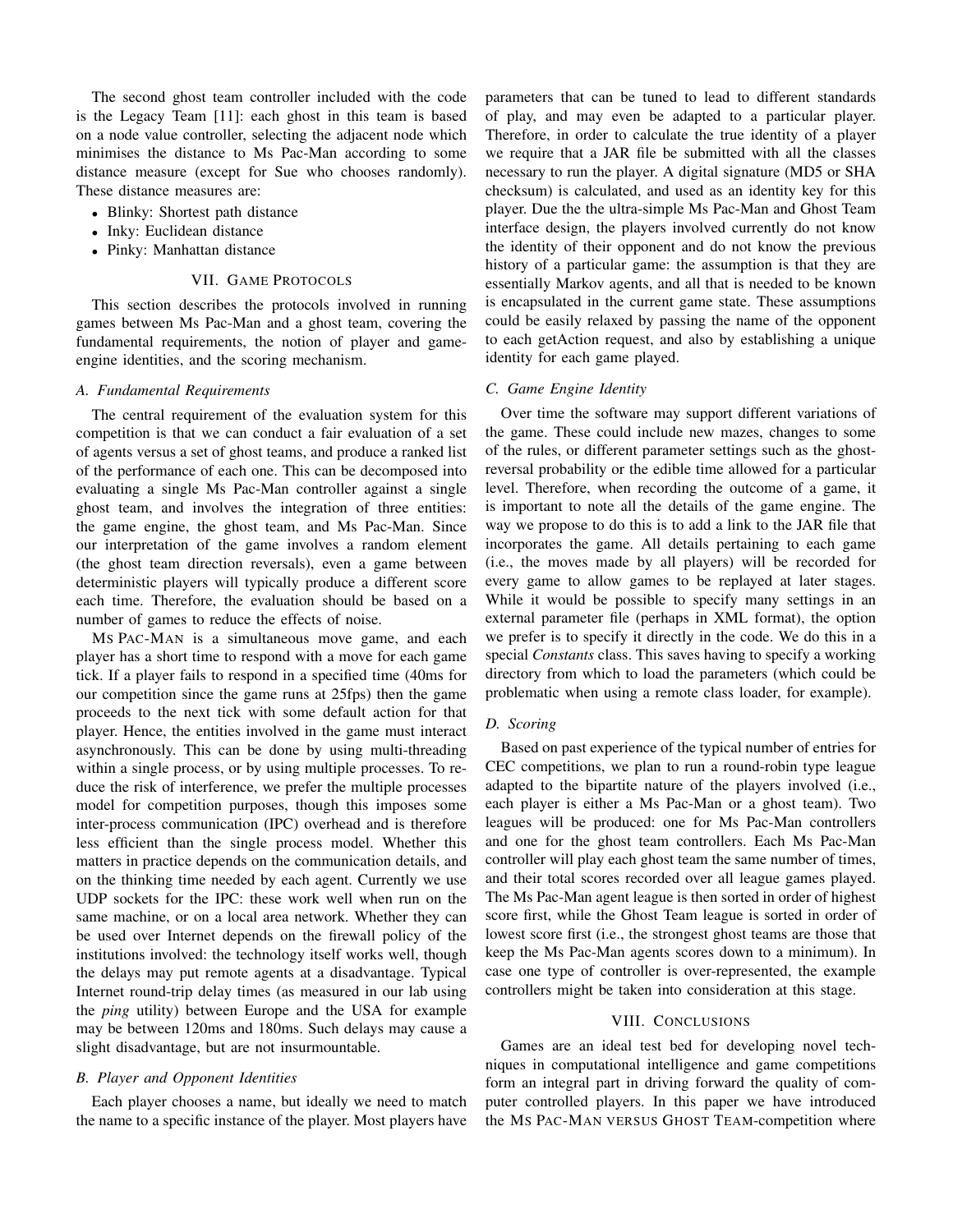The second ghost team controller included with the code is the Legacy Team [11]: each ghost in this team is based on a node value controller, selecting the adjacent node which minimises the distance to Ms Pac-Man according to some distance measure (except for Sue who chooses randomly). These distance measures are:

- Blinky: Shortest path distance
- Inky: Euclidean distance
- Pinky: Manhattan distance

## VII. Game Protocols

This section describes the protocols involved in running games between Ms Pac-Man and a ghost team, covering the fundamental requirements, the notion of player and game-engine identities, and the scoring mechanism.

### A. Fundamental Requirements

The central requirement of the evaluation system for this competition is that we can conduct a fair evaluation of a set of agents versus a set of ghost teams, and produce a ranked list of the performance of each one. This can be decomposed into evaluating a single Ms Pac-Man controller against a single ghost team, and involves the integration of three entities: the game engine, the ghost team, and Ms Pac-Man. Since our interpretation of the game involves a random element (the ghost team direction reversals), even a game between deterministic players will typically produce a different score each time. Therefore, the evaluation should be based on a number of games to reduce the effects of noise.

Ms Pac-Man is a simultaneous move game, and each player has a short time to respond with a move for each game tick. If a player fails to respond in a specified time (40ms for our competition since the game runs at 25fps) then the game proceeds to the next tick with some default action for that player. Hence, the entities involved in the game must interact asynchronously. This can be done by using multi-threading within a single process, or by using multiple processes. To reduce the risk of interference, we prefer the multiple processes model for competition purposes, though this imposes some inter-process communication (IPC) overhead and is therefore less efficient than the single process model. Whether this matters in practice depends on the communication details, and on the thinking time needed by each agent. Currently we use UDP sockets for the IPC: these work well when run on the same machine, or on a local area network. Whether they can be used over Internet depends on the firewall policy of the institutions involved: the technology itself works well, though the delays may put remote agents at a disadvantage. Typical Internet round-trip delay times (as measured in our lab using the *ping* utility) between Europe and the USA for example may be between 120ms and 180ms. Such delays may cause a slight disadvantage, but are not insurmountable.

### B. Player and Opponent Identities

Each player chooses a name, but ideally we need to match the name to a specific instance of the player. Most players have parameters that can be tuned to lead to different standards of play, and may even be adapted to a particular player. Therefore, in order to calculate the true identity of a player we require that a JAR file be submitted with all the classes necessary to run the player. A digital signature (MD5 or SHA checksum) is calculated, and used as an identity key for this player. Due the the ultra-simple Ms Pac-Man and Ghost Team interface design, the players involved currently do not know the identity of their opponent and do not know the previous history of a particular game: the assumption is that they are essentially Markov agents, and all that is needed to be known is encapsulated in the current game state. These assumptions could be easily relaxed by passing the name of the opponent to each getAction request, and also by establishing a unique identity for each game played.

### C. Game Engine Identity

Over time the software may support different variations of the game. These could include new mazes, changes to some of the rules, or different parameter settings such as the ghost-reversal probability or the edible time allowed for a particular level. Therefore, when recording the outcome of a game, it is important to note all the details of the game engine. The way we propose to do this is to add a link to the JAR file that incorporates the game. All details pertaining to each game (i.e., the moves made by all players) will be recorded for every game to allow games to be replayed at later stages. While it would be possible to specify many settings in an external parameter file (perhaps in XML format), the option we prefer is to specify it directly in the code. We do this in a special *Constants* class. This saves having to specify a working directory from which to load the parameters (which could be problematic when using a remote class loader, for example).

### D. Scoring

Based on past experience of the typical number of entries for CEC competitions, we plan to run a round-robin type league adapted to the bipartite nature of the players involved (i.e., each player is either a Ms Pac-Man or a ghost team). Two leagues will be produced: one for Ms Pac-Man controllers and one for the ghost team controllers. Each Ms Pac-Man controller will play each ghost team the same number of times, and their total scores recorded over all league games played. The Ms Pac-Man agent league is then sorted in order of highest score first, while the Ghost Team league is sorted in order of lowest score first (i.e., the strongest ghost teams are those that keep the Ms Pac-Man agents scores down to a minimum). In case one type of controller is over-represented, the example controllers might be taken into consideration at this stage.

## VIII. Conclusions

Games are an ideal test bed for developing novel techniques in computational intelligence and game competitions form an integral part in driving forward the quality of computer controlled players. In this paper we have introduced the Ms Pac-Man versus Ghost Team-competition where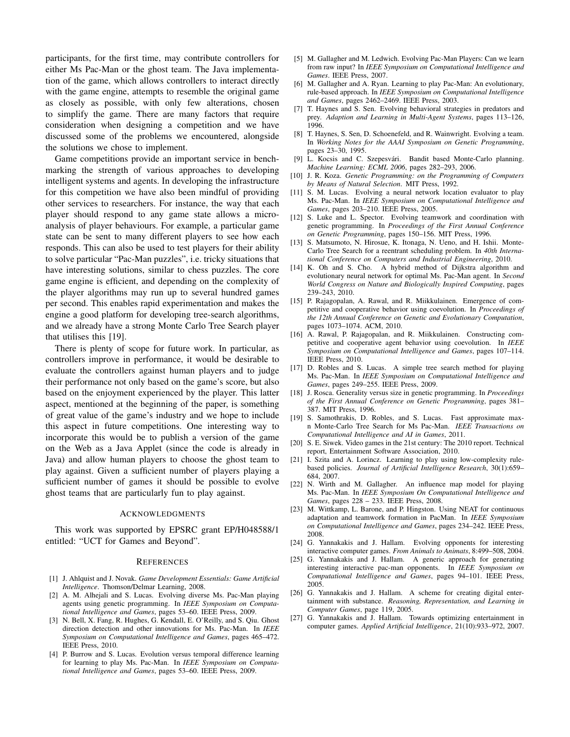participants, for the first time, may contribute controllers for either Ms Pac-Man or the ghost team. The Java implementation of the game, which allows controllers to interact directly with the game engine, attempts to resemble the original game as closely as possible, with only few alterations, chosen to simplify the game. There are many factors that require consideration when designing a competition and we have discussed some of the problems we encountered, alongside the solutions we chose to implement.

Game competitions provide an important service in benchmarking the strength of various approaches to developing intelligent systems and agents. In developing the infrastructure for this competition we have also been mindful of providing other services to researchers. For instance, the way that each player should respond to any game state allows a micro-analysis of player behaviours. For example, a particular game state can be sent to many different players to see how each responds. This can also be used to test players for their ability to solve particular "Pac-Man puzzles", i.e. tricky situations that have interesting solutions, similar to chess puzzles. The core game engine is efficient, and depending on the complexity of the player algorithms may run up to several hundred games per second. This enables rapid experimentation and makes the engine a good platform for developing tree-search algorithms, and we already have a strong Monte Carlo Tree Search player that utilises this [19].

There is plenty of scope for future work. In particular, as controllers improve in performance, it would be desirable to evaluate the controllers against human players and to judge their performance not only based on the game's score, but also based on the enjoyment experienced by the player. This latter aspect, mentioned at the beginning of the paper, is something of great value of the game's industry and we hope to include this aspect in future competitions. One interesting way to incorporate this would be to publish a version of the game on the Web as a Java Applet (since the code is already in Java) and allow human players to choose the ghost team to play against. Given a sufficient number of players playing a sufficient number of games it should be possible to evolve ghost teams that are particularly fun to play against.

## Acknowledgments

This work was supported by EPSRC grant EP/H048588/1 entitled: "UCT for Games and Beyond".

## References

[1] J. Ahlquist and J. Novak. *Game Development Essentials: Game Artificial Intelligence*. Thomson/Delmar Learning, 2008.

[2] A. M. Alhejali and S. Lucas. Evolving diverse Ms. Pac-Man playing agents using genetic programming. In *IEEE Symposium on Computational Intelligence and Games*, pages 53–60. IEEE Press, 2009.

[3] N. Bell, X. Fang, R. Hughes, G. Kendall, E. O'Reilly, and S. Qiu. Ghost direction detection and other innovations for Ms. Pac-Man. In *IEEE Symposium on Computational Intelligence and Games*, pages 465–472. IEEE Press, 2010.

[4] P. Burrow and S. Lucas. Evolution versus temporal difference learning for learning to play Ms. Pac-Man. In *IEEE Symposium on Computational Intelligence and Games*, pages 53–60. IEEE Press, 2009.

[5] M. Gallagher and M. Ledwich. Evolving Pac-Man Players: Can we learn from raw input? In *IEEE Symposium on Computational Intelligence and Games*. IEEE Press, 2007.

[6] M. Gallagher and A. Ryan. Learning to play Pac-Man: An evolutionary, rule-based approach. In *IEEE Symposium on Computational Intelligence and Games*, pages 2462–2469. IEEE Press, 2003.

[7] T. Haynes and S. Sen. Evolving behavioral strategies in predators and prey. *Adaption and Learning in Multi-Agent Systems*, pages 113–126, 1996.

[8] T. Haynes, S. Sen, D. Schoenefeld, and R. Wainwright. Evolving a team. In *Working Notes for the AAAI Symposium on Genetic Programming*, pages 23–30, 1995.

[9] L. Kocsis and C. Szepesvári. Bandit based Monte-Carlo planning. *Machine Learning: ECML 2006*, pages 282–293, 2006.

[10] J. R. Koza. *Genetic Programming: on the Programming of Computers by Means of Natural Selection*. MIT Press, 1992.

[11] S. M. Lucas. Evolving a neural network location evaluator to play Ms. Pac-Man. In *IEEE Symposium on Computational Intelligence and Games*, pages 203–210. IEEE Press, 2005.

[12] S. Luke and L. Spector. Evolving teamwork and coordination with genetic programming. In *Proceedings of the First Annual Conference on Genetic Programming*, pages 150–156. MIT Press, 1996.

[13] S. Matsumoto, N. Hirosue, K. Itonaga, N. Ueno, and H. Ishii. Monte-Carlo Tree Search for a reentrant scheduling problem. In *40th International Conference on Computers and Industrial Engineering*, 2010.

[14] K. Oh and S. Cho. A hybrid method of Dijkstra algorithm and evolutionary neural network for optimal Ms. Pac-Man agent. In *Second World Congress on Nature and Biologically Inspired Computing*, pages 239–243, 2010.

[15] P. Rajagopalan, A. Rawal, and R. Miikkulainen. Emergence of competitive and cooperative behavior using coevolution. In *Proceedings of the 12th Annual Conference on Genetic and Evolutionary Computation*, pages 1073–1074. ACM, 2010.

[16] A. Rawal, P. Rajagopalan, and R. Miikkulainen. Constructing competitive and cooperative agent behavior using coevolution. In *IEEE Symposium on Computational Intelligence and Games*, pages 107–114. IEEE Press, 2010.

[17] D. Robles and S. Lucas. A simple tree search method for playing Ms. Pac-Man. In *IEEE Symposium on Computational Intelligence and Games*, pages 249–255. IEEE Press, 2009.

[18] J. Rosca. Generality versus size in genetic programming. In *Proceedings of the First Annual Conference on Genetic Programming*, pages 381–387. MIT Press, 1996.

[19] S. Samothrakis, D. Robles, and S. Lucas. Fast approximate max-n Monte-Carlo Tree Search for Ms Pac-Man. *IEEE Transactions on Computational Intelligence and AI in Games*, 2011.

[20] S. E. Siwek. Video games in the 21st century: The 2010 report. Technical report, Entertainment Software Association, 2010.

[21] I. Szita and A. Lorincz. Learning to play using low-complexity rule-based policies. *Journal of Artificial Intelligence Research*, 30(1):659–684, 2007.

[22] N. Wirth and M. Gallagher. An influence map model for playing Ms. Pac-Man. In *IEEE Symposium On Computational Intelligence and Games*, pages 228 – 233. IEEE Press, 2008.

[23] M. Wittkamp, L. Barone, and P. Hingston. Using NEAT for continuous adaptation and teamwork formation in PacMan. In *IEEE Symposium on Computational Intelligence and Games*, pages 234–242. IEEE Press, 2008.

[24] G. Yannakakis and J. Hallam. Evolving opponents for interesting interactive computer games. *From Animals to Animats*, 8:499–508, 2004.

[25] G. Yannakakis and J. Hallam. A generic approach for generating interesting interactive pac-man opponents. In *IEEE Symposium on Computational Intelligence and Games*, pages 94–101. IEEE Press, 2005.

[26] G. Yannakakis and J. Hallam. A scheme for creating digital entertainment with substance. *Reasoning, Representation, and Learning in Computer Games*, page 119, 2005.

[27] G. Yannakakis and J. Hallam. Towards optimizing entertainment in computer games. *Applied Artificial Intelligence*, 21(10):933–972, 2007.